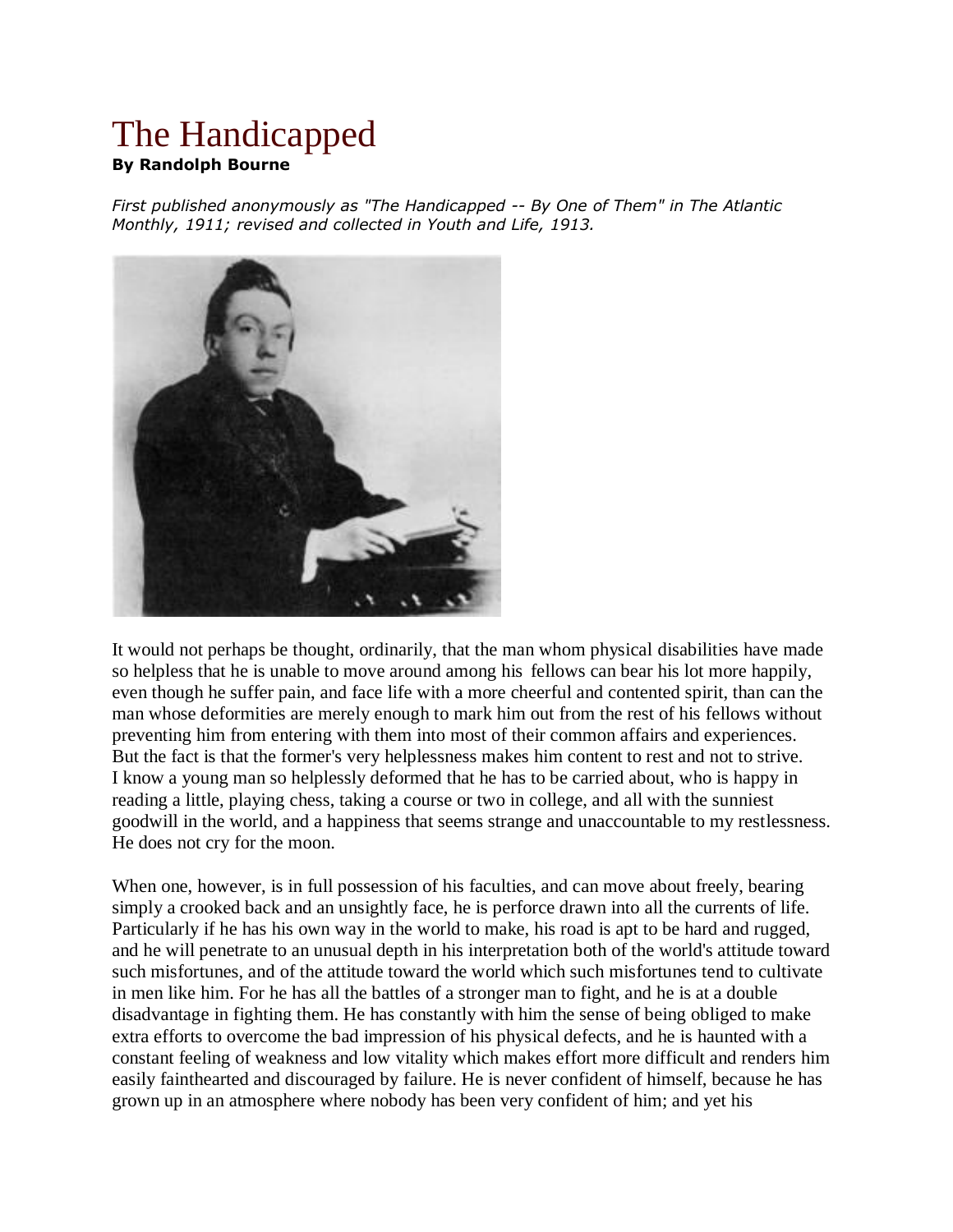# The Handicapped

**By Randolph Bourne**

*First published anonymously as "The Handicapped -- By One of Them" in The Atlantic Monthly, 1911; revised and collected in Youth and Life, 1913.*

It would not perhaps be thought, ordinarily, that the man whom physical disabilities have made so helpless that he is unable to move around among his fellows can bear his lot more happily, even though he suffer pain, and face life with a more cheerful and contented spirit, than can the man whose deformities are merely enough to mark him out from the rest of his fellows without preventing him from entering with them into most of their common affairs and experiences. But the fact is that the former's very helplessness makes him content to rest and not to strive. I know a young man so helplessly deformed that he has to be carried about, who is happy in reading a little, playing chess, taking a course or two in college, and all with the sunniest goodwill in the world, and a happiness that seems strange and unaccountable to my restlessness. He does not cry for the moon.

When one, however, is in full possession of his faculties, and can move about freely, bearing simply a crooked back and an unsightly face, he is perforce drawn into all the currents of life. Particularly if he has his own way in the world to make, his road is apt to be hard and rugged, and he will penetrate to an unusual depth in his interpretation both of the world's attitude toward such misfortunes, and of the attitude toward the world which such misfortunes tend to cultivate in men like him. For he has all the battles of a stronger man to fight, and he is at a double disadvantage in fighting them. He has constantly with him the sense of being obliged to make extra efforts to overcome the bad impression of his physical defects, and he is haunted with a constant feeling of weakness and low vitality which makes effort more difficult and renders him easily fainthearted and discouraged by failure. He is never confident of himself, because he has grown up in an atmosphere where nobody has been very confident of him; and yet his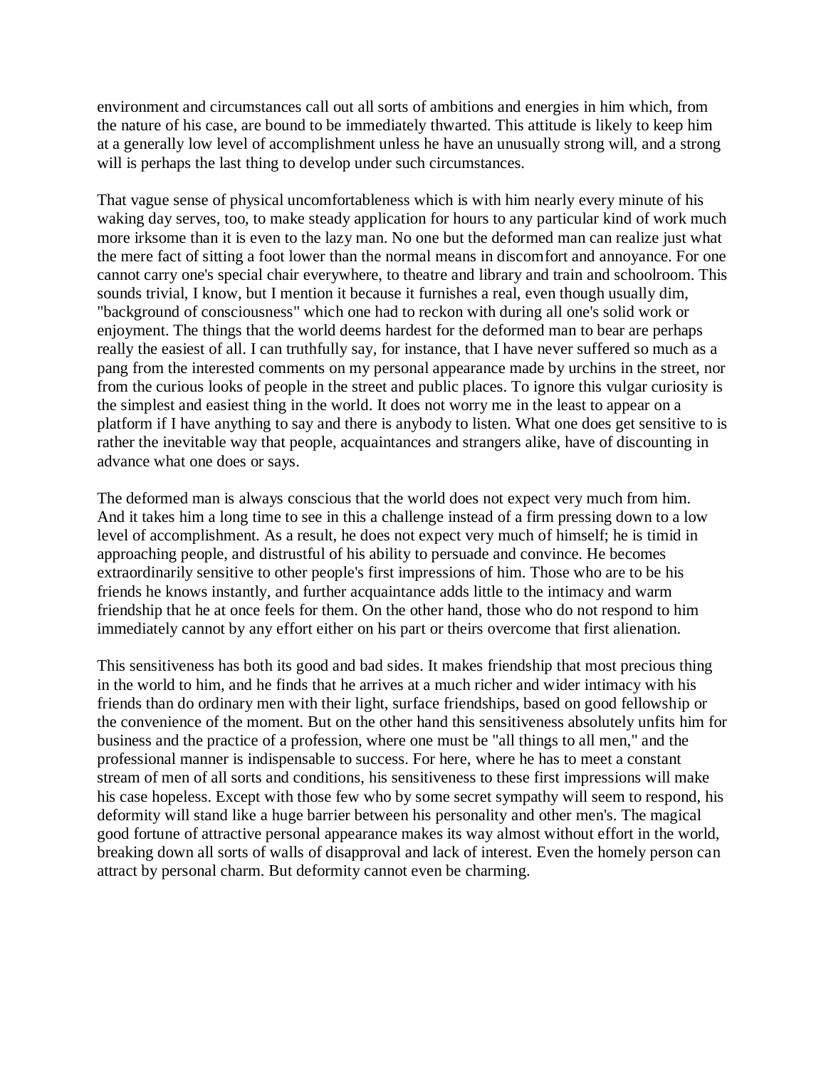environment and circumstances call out all sorts of ambitions and energies in him which, from the nature of his case, are bound to be immediately thwarted. This attitude is likely to keep him at a generally low level of accomplishment unless he have an unusually strong will, and a strong will is perhaps the last thing to develop under such circumstances.

That vague sense of physical uncomfortableness which is with him nearly every minute of his waking day serves, too, to make steady application for hours to any particular kind of work much more irksome than it is even to the lazy man. No one but the deformed man can realize just what the mere fact of sitting a foot lower than the normal means in discomfort and annoyance. For one cannot carry one's special chair everywhere, to theatre and library and train and schoolroom. This sounds trivial, I know, but I mention it because it furnishes a real, even though usually dim, "background of consciousness" which one had to reckon with during all one's solid work or enjoyment. The things that the world deems hardest for the deformed man to bear are perhaps really the easiest of all. I can truthfully say, for instance, that I have never suffered so much as a pang from the interested comments on my personal appearance made by urchins in the street, nor from the curious looks of people in the street and public places. To ignore this vulgar curiosity is the simplest and easiest thing in the world. It does not worry me in the least to appear on a platform if I have anything to say and there is anybody to listen. What one does get sensitive to is rather the inevitable way that people, acquaintances and strangers alike, have of discounting in advance what one does or says.

The deformed man is always conscious that the world does not expect very much from him. And it takes him a long time to see in this a challenge instead of a firm pressing down to a low level of accomplishment. As a result, he does not expect very much of himself; he is timid in approaching people, and distrustful of his ability to persuade and convince. He becomes extraordinarily sensitive to other people's first impressions of him. Those who are to be his friends he knows instantly, and further acquaintance adds little to the intimacy and warm friendship that he at once feels for them. On the other hand, those who do not respond to him immediately cannot by any effort either on his part or theirs overcome that first alienation.

This sensitiveness has both its good and bad sides. It makes friendship that most precious thing in the world to him, and he finds that he arrives at a much richer and wider intimacy with his friends than do ordinary men with their light, surface friendships, based on good fellowship or the convenience of the moment. But on the other hand this sensitiveness absolutely unfits him for business and the practice of a profession, where one must be "all things to all men," and the professional manner is indispensable to success. For here, where he has to meet a constant stream of men of all sorts and conditions, his sensitiveness to these first impressions will make his case hopeless. Except with those few who by some secret sympathy will seem to respond, his deformity will stand like a huge barrier between his personality and other men's. The magical good fortune of attractive personal appearance makes its way almost without effort in the world, breaking down all sorts of walls of disapproval and lack of interest. Even the homely person can attract by personal charm. But deformity cannot even be charming.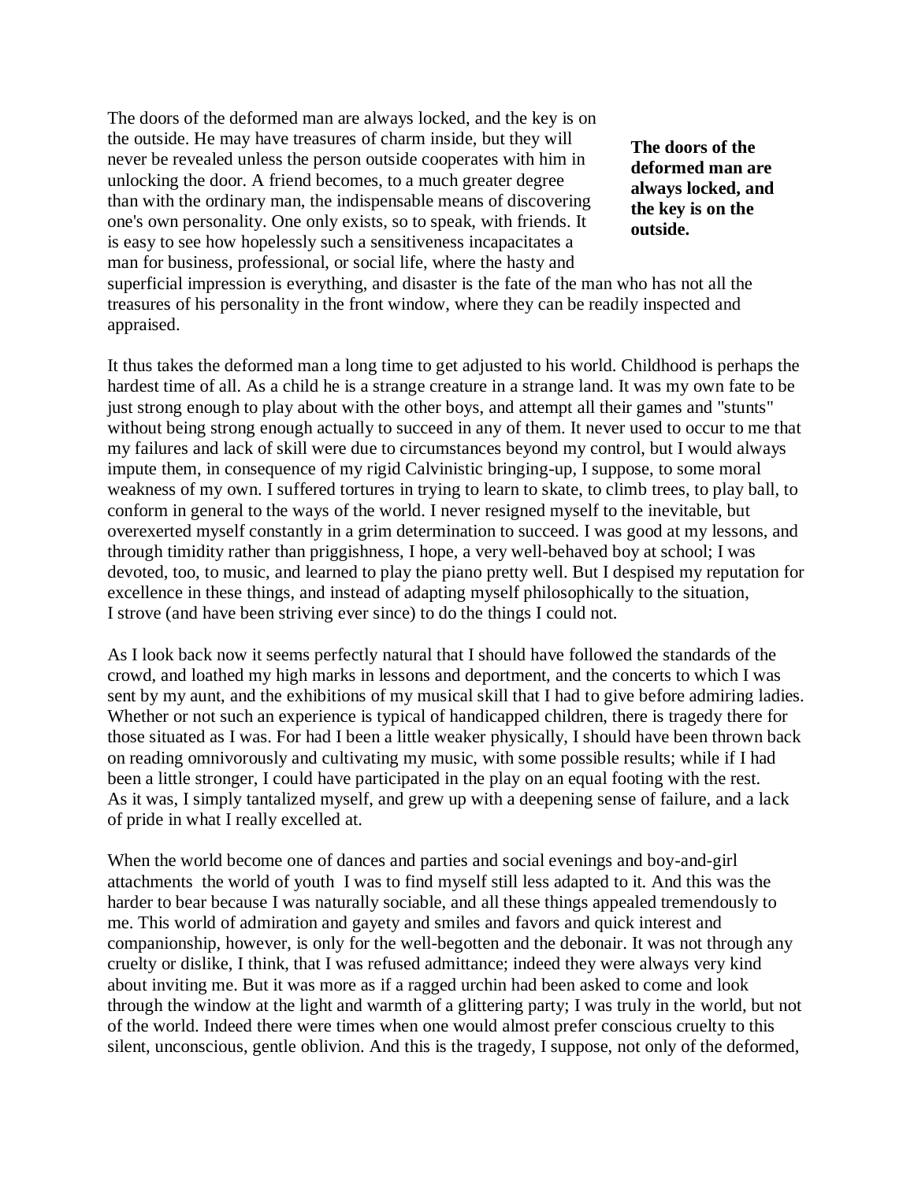The doors of the deformed man are always locked, and the key is on the outside. He may have treasures of charm inside, but they will never be revealed unless the person outside cooperates with him in unlocking the door. A friend becomes, to a much greater degree than with the ordinary man, the indispensable means of discovering one's own personality. One only exists, so to speak, with friends. It is easy to see how hopelessly such a sensitiveness incapacitates a man for business, professional, or social life, where the hasty and superficial impression is everything, and disaster is the fate of the man who has not all the treasures of his personality in the front window, where they can be readily inspected and appraised.

**The doors of the deformed man are always locked, and the key is on the outside.**

It thus takes the deformed man a long time to get adjusted to his world. Childhood is perhaps the hardest time of all. As a child he is a strange creature in a strange land. It was my own fate to be just strong enough to play about with the other boys, and attempt all their games and "stunts" without being strong enough actually to succeed in any of them. It never used to occur to me that my failures and lack of skill were due to circumstances beyond my control, but I would always impute them, in consequence of my rigid Calvinistic bringing-up, I suppose, to some moral weakness of my own. I suffered tortures in trying to learn to skate, to climb trees, to play ball, to conform in general to the ways of the world. I never resigned myself to the inevitable, but overexerted myself constantly in a grim determination to succeed. I was good at my lessons, and through timidity rather than priggishness, I hope, a very well-behaved boy at school; I was devoted, too, to music, and learned to play the piano pretty well. But I despised my reputation for excellence in these things, and instead of adapting myself philosophically to the situation, I strove (and have been striving ever since) to do the things I could not.

As I look back now it seems perfectly natural that I should have followed the standards of the crowd, and loathed my high marks in lessons and deportment, and the concerts to which I was sent by my aunt, and the exhibitions of my musical skill that I had to give before admiring ladies. Whether or not such an experience is typical of handicapped children, there is tragedy there for those situated as I was. For had I been a little weaker physically, I should have been thrown back on reading omnivorously and cultivating my music, with some possible results; while if I had been a little stronger, I could have participated in the play on an equal footing with the rest. As it was, I simply tantalized myself, and grew up with a deepening sense of failure, and a lack of pride in what I really excelled at.

When the world become one of dances and parties and social evenings and boy-and-girl attachments the world of youth I was to find myself still less adapted to it. And this was the harder to bear because I was naturally sociable, and all these things appealed tremendously to me. This world of admiration and gayety and smiles and favors and quick interest and companionship, however, is only for the well-begotten and the debonair. It was not through any cruelty or dislike, I think, that I was refused admittance; indeed they were always very kind about inviting me. But it was more as if a ragged urchin had been asked to come and look through the window at the light and warmth of a glittering party; I was truly in the world, but not of the world. Indeed there were times when one would almost prefer conscious cruelty to this silent, unconscious, gentle oblivion. And this is the tragedy, I suppose, not only of the deformed,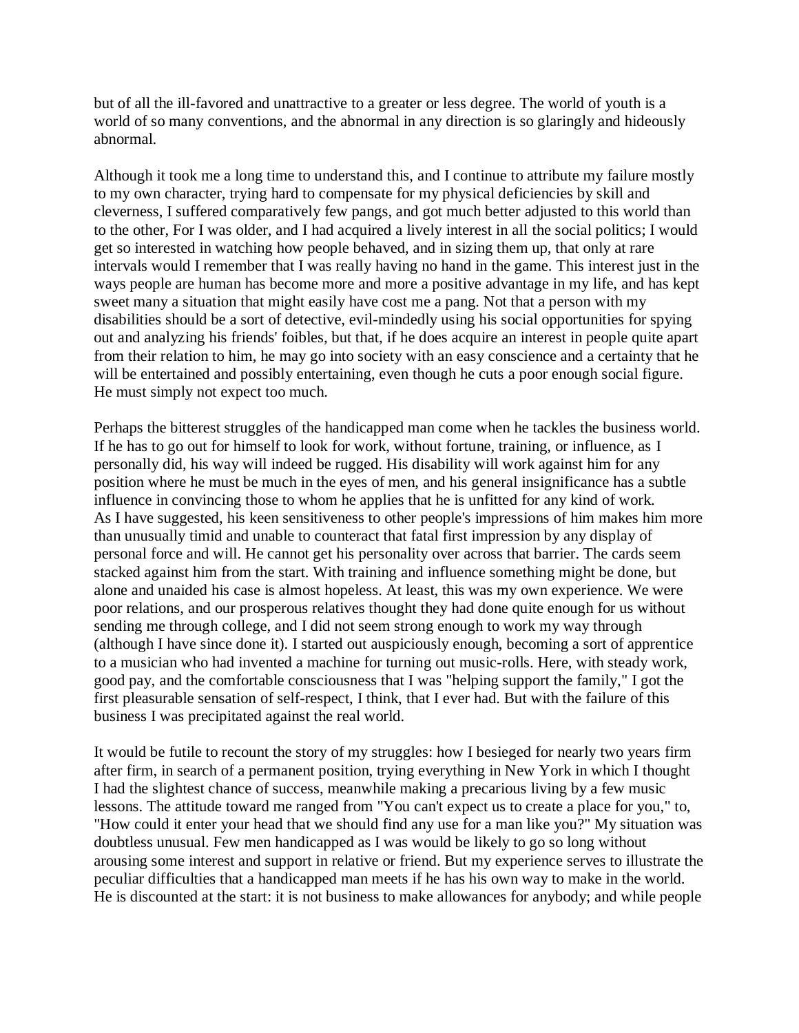but of all the ill-favored and unattractive to a greater or less degree. The world of youth is a world of so many conventions, and the abnormal in any direction is so glaringly and hideously abnormal.

Although it took me a long time to understand this, and I continue to attribute my failure mostly to my own character, trying hard to compensate for my physical deficiencies by skill and cleverness, I suffered comparatively few pangs, and got much better adjusted to this world than to the other, For I was older, and I had acquired a lively interest in all the social politics; I would get so interested in watching how people behaved, and in sizing them up, that only at rare intervals would I remember that I was really having no hand in the game. This interest just in the ways people are human has become more and more a positive advantage in my life, and has kept sweet many a situation that might easily have cost me a pang. Not that a person with my disabilities should be a sort of detective, evil-mindedly using his social opportunities for spying out and analyzing his friends' foibles, but that, if he does acquire an interest in people quite apart from their relation to him, he may go into society with an easy conscience and a certainty that he will be entertained and possibly entertaining, even though he cuts a poor enough social figure. He must simply not expect too much.

Perhaps the bitterest struggles of the handicapped man come when he tackles the business world. If he has to go out for himself to look for work, without fortune, training, or influence, as I personally did, his way will indeed be rugged. His disability will work against him for any position where he must be much in the eyes of men, and his general insignificance has a subtle influence in convincing those to whom he applies that he is unfitted for any kind of work. As I have suggested, his keen sensitiveness to other people's impressions of him makes him more than unusually timid and unable to counteract that fatal first impression by any display of personal force and will. He cannot get his personality over across that barrier. The cards seem stacked against him from the start. With training and influence something might be done, but alone and unaided his case is almost hopeless. At least, this was my own experience. We were poor relations, and our prosperous relatives thought they had done quite enough for us without sending me through college, and I did not seem strong enough to work my way through (although I have since done it). I started out auspiciously enough, becoming a sort of apprentice to a musician who had invented a machine for turning out music-rolls. Here, with steady work, good pay, and the comfortable consciousness that I was "helping support the family," I got the first pleasurable sensation of self-respect, I think, that I ever had. But with the failure of this business I was precipitated against the real world.

It would be futile to recount the story of my struggles: how I besieged for nearly two years firm after firm, in search of a permanent position, trying everything in New York in which I thought I had the slightest chance of success, meanwhile making a precarious living by a few music lessons. The attitude toward me ranged from "You can't expect us to create a place for you," to, "How could it enter your head that we should find any use for a man like you?" My situation was doubtless unusual. Few men handicapped as I was would be likely to go so long without arousing some interest and support in relative or friend. But my experience serves to illustrate the peculiar difficulties that a handicapped man meets if he has his own way to make in the world. He is discounted at the start: it is not business to make allowances for anybody; and while people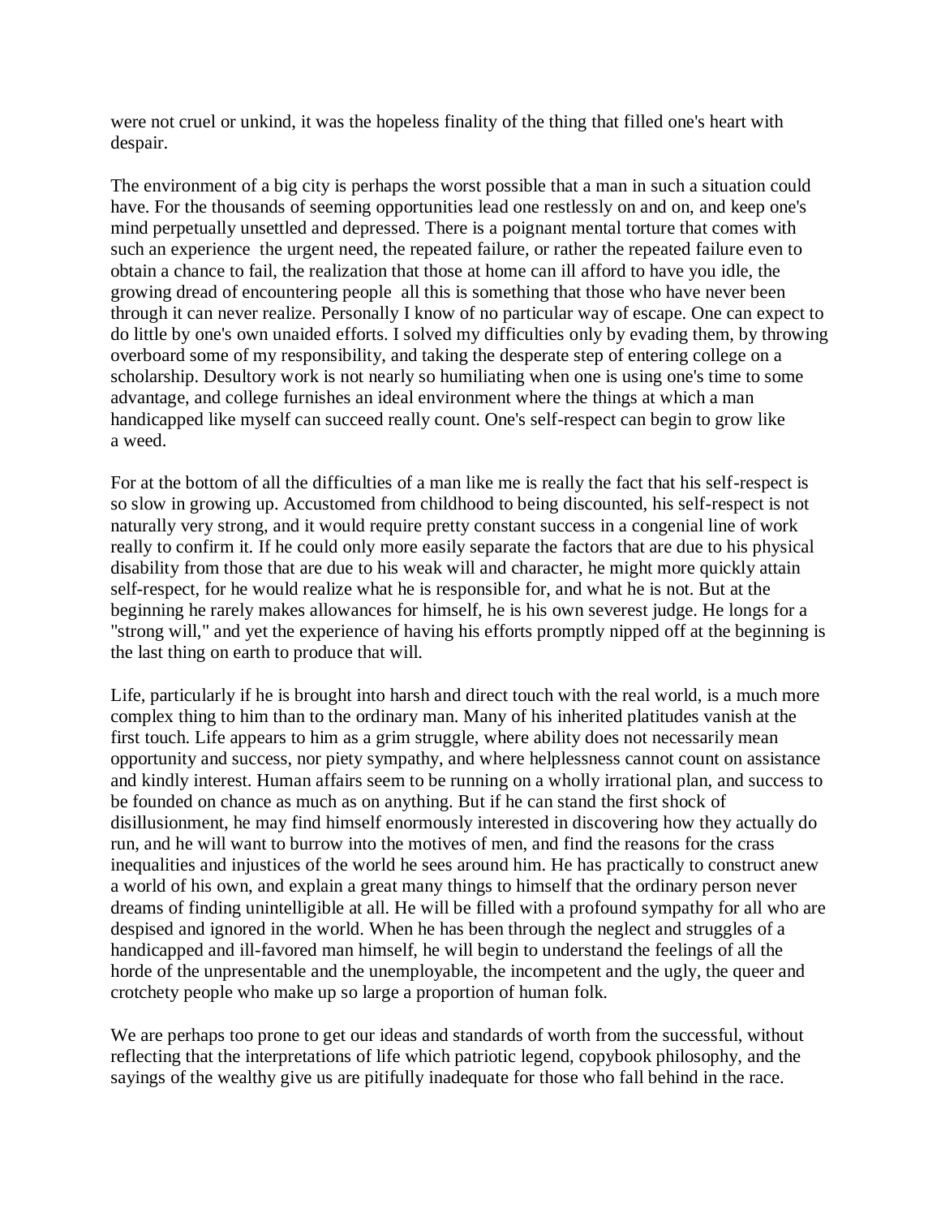were not cruel or unkind, it was the hopeless finality of the thing that filled one's heart with despair.

The environment of a big city is perhaps the worst possible that a man in such a situation could have. For the thousands of seeming opportunities lead one restlessly on and on, and keep one's mind perpetually unsettled and depressed. There is a poignant mental torture that comes with such an experience  the urgent need, the repeated failure, or rather the repeated failure even to obtain a chance to fail, the realization that those at home can ill afford to have you idle, the growing dread of encountering people  all this is something that those who have never been through it can never realize. Personally I know of no particular way of escape. One can expect to do little by one's own unaided efforts. I solved my difficulties only by evading them, by throwing overboard some of my responsibility, and taking the desperate step of entering college on a scholarship. Desultory work is not nearly so humiliating when one is using one's time to some advantage, and college furnishes an ideal environment where the things at which a man handicapped like myself can succeed really count. One's self-respect can begin to grow like a weed.

For at the bottom of all the difficulties of a man like me is really the fact that his self-respect is so slow in growing up. Accustomed from childhood to being discounted, his self-respect is not naturally very strong, and it would require pretty constant success in a congenial line of work really to confirm it. If he could only more easily separate the factors that are due to his physical disability from those that are due to his weak will and character, he might more quickly attain self-respect, for he would realize what he is responsible for, and what he is not. But at the beginning he rarely makes allowances for himself, he is his own severest judge. He longs for a "strong will," and yet the experience of having his efforts promptly nipped off at the beginning is the last thing on earth to produce that will.

Life, particularly if he is brought into harsh and direct touch with the real world, is a much more complex thing to him than to the ordinary man. Many of his inherited platitudes vanish at the first touch. Life appears to him as a grim struggle, where ability does not necessarily mean opportunity and success, nor piety sympathy, and where helplessness cannot count on assistance and kindly interest. Human affairs seem to be running on a wholly irrational plan, and success to be founded on chance as much as on anything. But if he can stand the first shock of disillusionment, he may find himself enormously interested in discovering how they actually do run, and he will want to burrow into the motives of men, and find the reasons for the crass inequalities and injustices of the world he sees around him. He has practically to construct anew a world of his own, and explain a great many things to himself that the ordinary person never dreams of finding unintelligible at all. He will be filled with a profound sympathy for all who are despised and ignored in the world. When he has been through the neglect and struggles of a handicapped and ill-favored man himself, he will begin to understand the feelings of all the horde of the unpresentable and the unemployable, the incompetent and the ugly, the queer and crotchety people who make up so large a proportion of human folk.

We are perhaps too prone to get our ideas and standards of worth from the successful, without reflecting that the interpretations of life which patriotic legend, copybook philosophy, and the sayings of the wealthy give us are pitifully inadequate for those who fall behind in the race.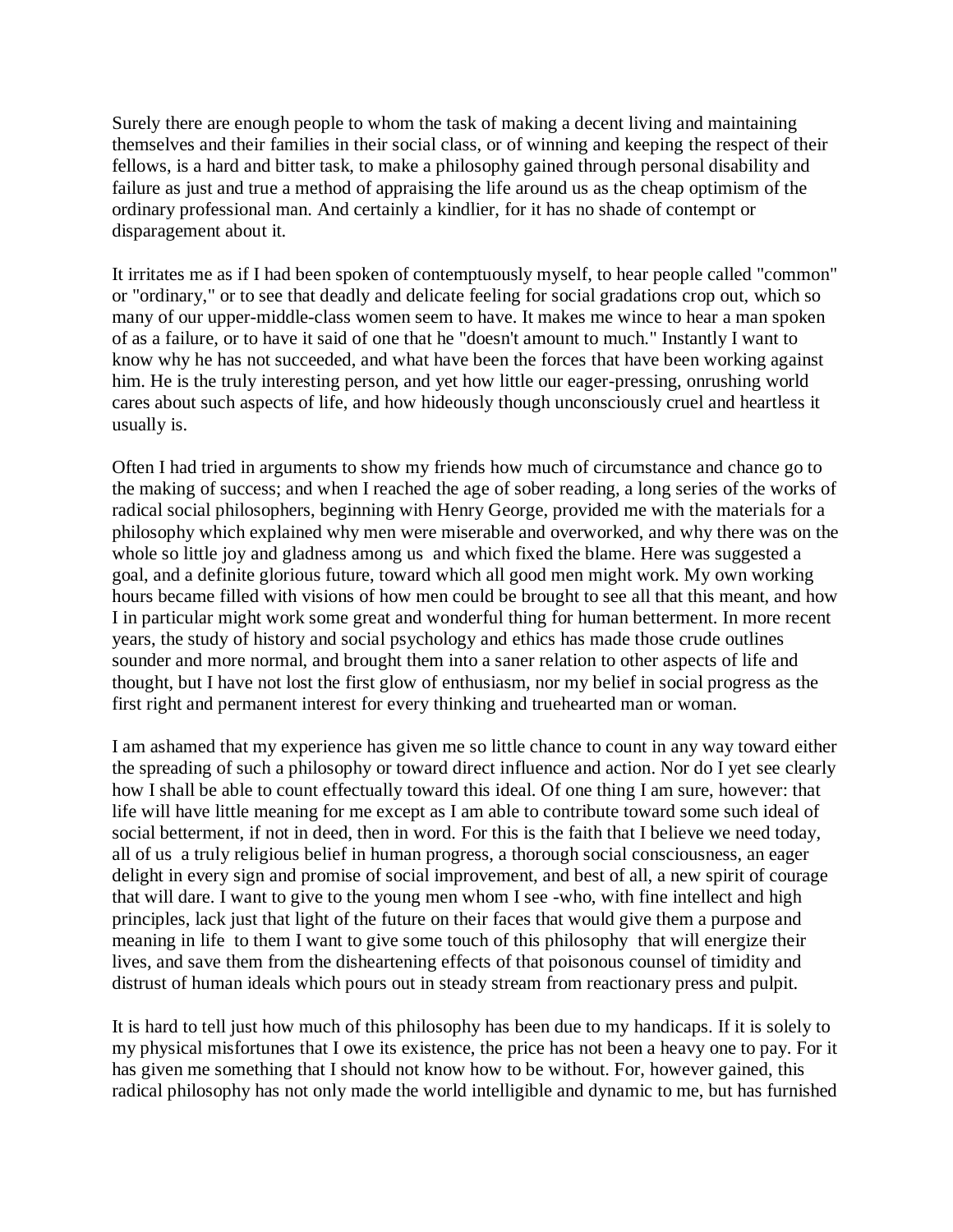Surely there are enough people to whom the task of making a decent living and maintaining themselves and their families in their social class, or of winning and keeping the respect of their fellows, is a hard and bitter task, to make a philosophy gained through personal disability and failure as just and true a method of appraising the life around us as the cheap optimism of the ordinary professional man. And certainly a kindlier, for it has no shade of contempt or disparagement about it.

It irritates me as if I had been spoken of contemptuously myself, to hear people called "common" or "ordinary," or to see that deadly and delicate feeling for social gradations crop out, which so many of our upper-middle-class women seem to have. It makes me wince to hear a man spoken of as a failure, or to have it said of one that he "doesn't amount to much." Instantly I want to know why he has not succeeded, and what have been the forces that have been working against him. He is the truly interesting person, and yet how little our eager-pressing, onrushing world cares about such aspects of life, and how hideously though unconsciously cruel and heartless it usually is.

Often I had tried in arguments to show my friends how much of circumstance and chance go to the making of success; and when I reached the age of sober reading, a long series of the works of radical social philosophers, beginning with Henry George, provided me with the materials for a philosophy which explained why men were miserable and overworked, and why there was on the whole so little joy and gladness among us  and which fixed the blame. Here was suggested a goal, and a definite glorious future, toward which all good men might work. My own working hours became filled with visions of how men could be brought to see all that this meant, and how I in particular might work some great and wonderful thing for human betterment. In more recent years, the study of history and social psychology and ethics has made those crude outlines sounder and more normal, and brought them into a saner relation to other aspects of life and thought, but I have not lost the first glow of enthusiasm, nor my belief in social progress as the first right and permanent interest for every thinking and truehearted man or woman.

I am ashamed that my experience has given me so little chance to count in any way toward either the spreading of such a philosophy or toward direct influence and action. Nor do I yet see clearly how I shall be able to count effectually toward this ideal. Of one thing I am sure, however: that life will have little meaning for me except as I am able to contribute toward some such ideal of social betterment, if not in deed, then in word. For this is the faith that I believe we need today, all of us  a truly religious belief in human progress, a thorough social consciousness, an eager delight in every sign and promise of social improvement, and best of all, a new spirit of courage that will dare. I want to give to the young men whom I see -who, with fine intellect and high principles, lack just that light of the future on their faces that would give them a purpose and meaning in life  to them I want to give some touch of this philosophy  that will energize their lives, and save them from the disheartening effects of that poisonous counsel of timidity and distrust of human ideals which pours out in steady stream from reactionary press and pulpit.

It is hard to tell just how much of this philosophy has been due to my handicaps. If it is solely to my physical misfortunes that I owe its existence, the price has not been a heavy one to pay. For it has given me something that I should not know how to be without. For, however gained, this radical philosophy has not only made the world intelligible and dynamic to me, but has furnished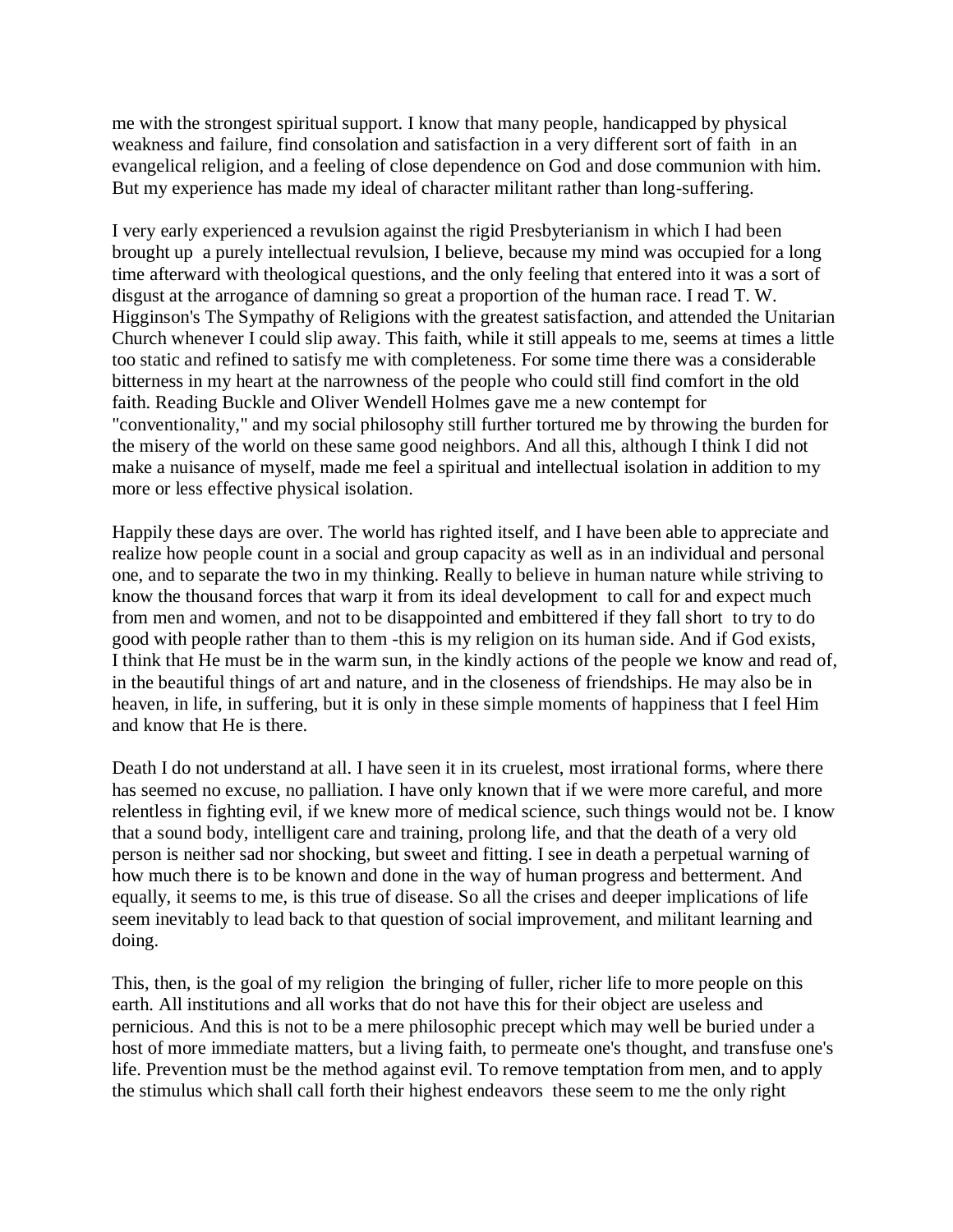me with the strongest spiritual support. I know that many people, handicapped by physical weakness and failure, find consolation and satisfaction in a very different sort of faith in an evangelical religion, and a feeling of close dependence on God and dose communion with him. But my experience has made my ideal of character militant rather than long-suffering.

I very early experienced a revulsion against the rigid Presbyterianism in which I had been brought up a purely intellectual revulsion, I believe, because my mind was occupied for a long time afterward with theological questions, and the only feeling that entered into it was a sort of disgust at the arrogance of damning so great a proportion of the human race. I read T. W. Higginson's The Sympathy of Religions with the greatest satisfaction, and attended the Unitarian Church whenever I could slip away. This faith, while it still appeals to me, seems at times a little too static and refined to satisfy me with completeness. For some time there was a considerable bitterness in my heart at the narrowness of the people who could still find comfort in the old faith. Reading Buckle and Oliver Wendell Holmes gave me a new contempt for "conventionality," and my social philosophy still further tortured me by throwing the burden for the misery of the world on these same good neighbors. And all this, although I think I did not make a nuisance of myself, made me feel a spiritual and intellectual isolation in addition to my more or less effective physical isolation.

Happily these days are over. The world has righted itself, and I have been able to appreciate and realize how people count in a social and group capacity as well as in an individual and personal one, and to separate the two in my thinking. Really to believe in human nature while striving to know the thousand forces that warp it from its ideal development to call for and expect much from men and women, and not to be disappointed and embittered if they fall short to try to do good with people rather than to them -this is my religion on its human side. And if God exists, I think that He must be in the warm sun, in the kindly actions of the people we know and read of, in the beautiful things of art and nature, and in the closeness of friendships. He may also be in heaven, in life, in suffering, but it is only in these simple moments of happiness that I feel Him and know that He is there.

Death I do not understand at all. I have seen it in its cruelest, most irrational forms, where there has seemed no excuse, no palliation. I have only known that if we were more careful, and more relentless in fighting evil, if we knew more of medical science, such things would not be. I know that a sound body, intelligent care and training, prolong life, and that the death of a very old person is neither sad nor shocking, but sweet and fitting. I see in death a perpetual warning of how much there is to be known and done in the way of human progress and betterment. And equally, it seems to me, is this true of disease. So all the crises and deeper implications of life seem inevitably to lead back to that question of social improvement, and militant learning and doing.

This, then, is the goal of my religion the bringing of fuller, richer life to more people on this earth. All institutions and all works that do not have this for their object are useless and pernicious. And this is not to be a mere philosophic precept which may well be buried under a host of more immediate matters, but a living faith, to permeate one's thought, and transfuse one's life. Prevention must be the method against evil. To remove temptation from men, and to apply the stimulus which shall call forth their highest endeavors these seem to me the only right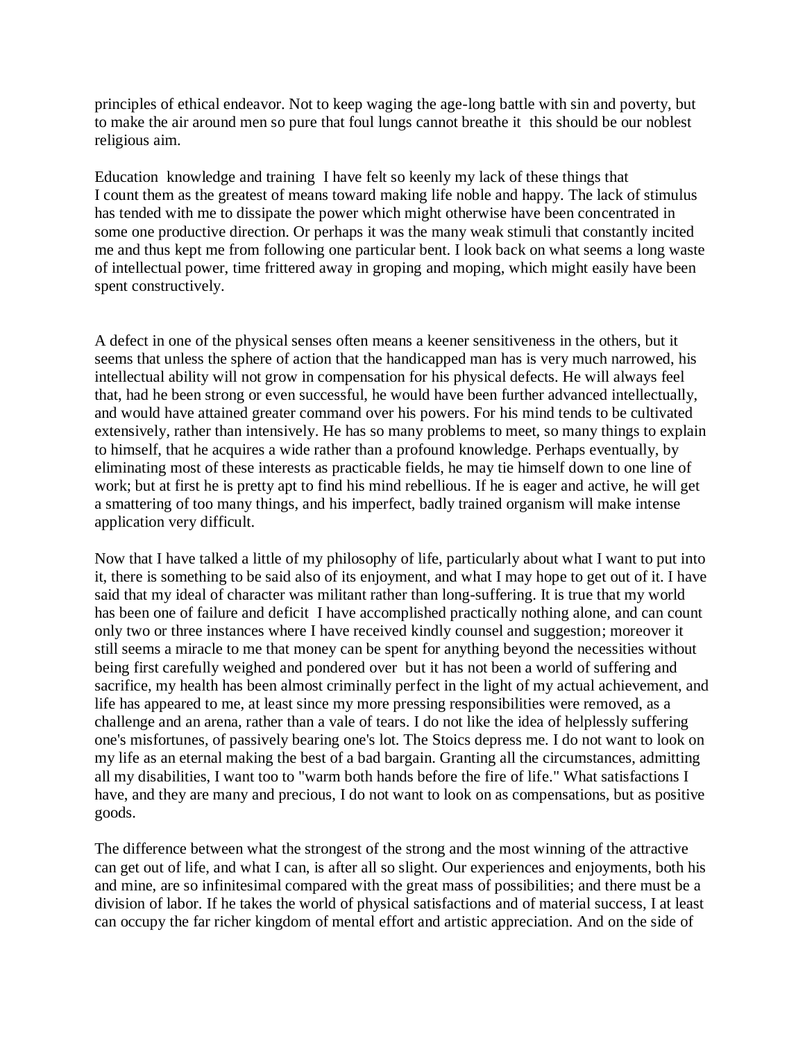principles of ethical endeavor. Not to keep waging the age-long battle with sin and poverty, but to make the air around men so pure that foul lungs cannot breathe it  this should be our noblest religious aim.

Education  knowledge and training  I have felt so keenly my lack of these things that I count them as the greatest of means toward making life noble and happy. The lack of stimulus has tended with me to dissipate the power which might otherwise have been concentrated in some one productive direction. Or perhaps it was the many weak stimuli that constantly incited me and thus kept me from following one particular bent. I look back on what seems a long waste of intellectual power, time frittered away in groping and moping, which might easily have been spent constructively.

A defect in one of the physical senses often means a keener sensitiveness in the others, but it seems that unless the sphere of action that the handicapped man has is very much narrowed, his intellectual ability will not grow in compensation for his physical defects. He will always feel that, had he been strong or even successful, he would have been further advanced intellectually, and would have attained greater command over his powers. For his mind tends to be cultivated extensively, rather than intensively. He has so many problems to meet, so many things to explain to himself, that he acquires a wide rather than a profound knowledge. Perhaps eventually, by eliminating most of these interests as practicable fields, he may tie himself down to one line of work; but at first he is pretty apt to find his mind rebellious. If he is eager and active, he will get a smattering of too many things, and his imperfect, badly trained organism will make intense application very difficult.

Now that I have talked a little of my philosophy of life, particularly about what I want to put into it, there is something to be said also of its enjoyment, and what I may hope to get out of it. I have said that my ideal of character was militant rather than long-suffering. It is true that my world has been one of failure and deficit  I have accomplished practically nothing alone, and can count only two or three instances where I have received kindly counsel and suggestion; moreover it still seems a miracle to me that money can be spent for anything beyond the necessities without being first carefully weighed and pondered over  but it has not been a world of suffering and sacrifice, my health has been almost criminally perfect in the light of my actual achievement, and life has appeared to me, at least since my more pressing responsibilities were removed, as a challenge and an arena, rather than a vale of tears. I do not like the idea of helplessly suffering one's misfortunes, of passively bearing one's lot. The Stoics depress me. I do not want to look on my life as an eternal making the best of a bad bargain. Granting all the circumstances, admitting all my disabilities, I want too to "warm both hands before the fire of life." What satisfactions I have, and they are many and precious, I do not want to look on as compensations, but as positive goods.

The difference between what the strongest of the strong and the most winning of the attractive can get out of life, and what I can, is after all so slight. Our experiences and enjoyments, both his and mine, are so infinitesimal compared with the great mass of possibilities; and there must be a division of labor. If he takes the world of physical satisfactions and of material success, I at least can occupy the far richer kingdom of mental effort and artistic appreciation. And on the side of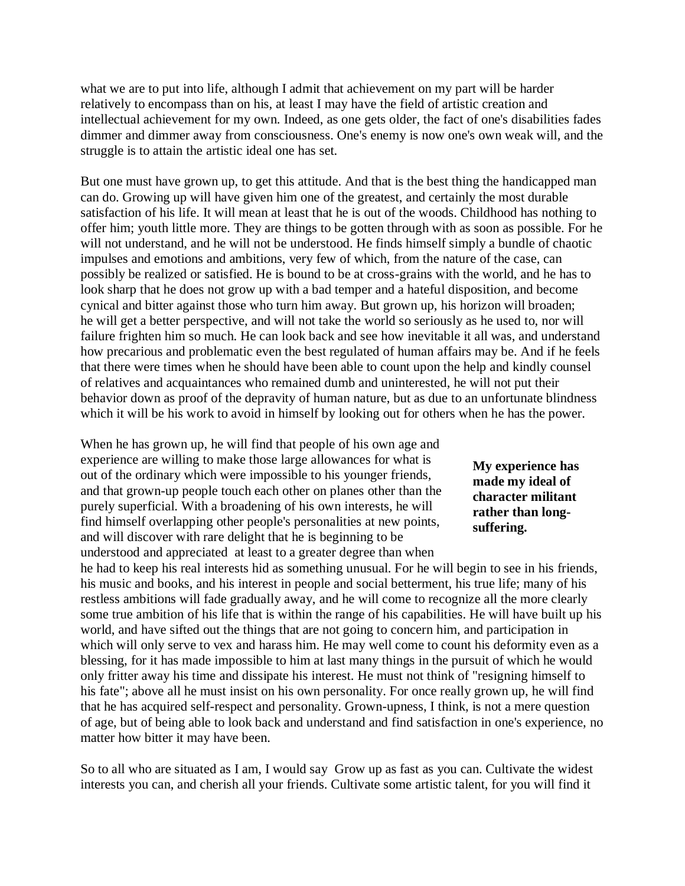what we are to put into life, although I admit that achievement on my part will be harder relatively to encompass than on his, at least I may have the field of artistic creation and intellectual achievement for my own. Indeed, as one gets older, the fact of one's disabilities fades dimmer and dimmer away from consciousness. One's enemy is now one's own weak will, and the struggle is to attain the artistic ideal one has set.

But one must have grown up, to get this attitude. And that is the best thing the handicapped man can do. Growing up will have given him one of the greatest, and certainly the most durable satisfaction of his life. It will mean at least that he is out of the woods. Childhood has nothing to offer him; youth little more. They are things to be gotten through with as soon as possible. For he will not understand, and he will not be understood. He finds himself simply a bundle of chaotic impulses and emotions and ambitions, very few of which, from the nature of the case, can possibly be realized or satisfied. He is bound to be at cross-grains with the world, and he has to look sharp that he does not grow up with a bad temper and a hateful disposition, and become cynical and bitter against those who turn him away. But grown up, his horizon will broaden; he will get a better perspective, and will not take the world so seriously as he used to, nor will failure frighten him so much. He can look back and see how inevitable it all was, and understand how precarious and problematic even the best regulated of human affairs may be. And if he feels that there were times when he should have been able to count upon the help and kindly counsel of relatives and acquaintances who remained dumb and uninterested, he will not put their behavior down as proof of the depravity of human nature, but as due to an unfortunate blindness which it will be his work to avoid in himself by looking out for others when he has the power.

**My experience has made my ideal of character militant rather than long-suffering.**

When he has grown up, he will find that people of his own age and experience are willing to make those large allowances for what is out of the ordinary which were impossible to his younger friends, and that grown-up people touch each other on planes other than the purely superficial. With a broadening of his own interests, he will find himself overlapping other people's personalities at new points, and will discover with rare delight that he is beginning to be understood and appreciated at least to a greater degree than when he had to keep his real interests hid as something unusual. For he will begin to see in his friends, his music and books, and his interest in people and social betterment, his true life; many of his restless ambitions will fade gradually away, and he will come to recognize all the more clearly some true ambition of his life that is within the range of his capabilities. He will have built up his world, and have sifted out the things that are not going to concern him, and participation in which will only serve to vex and harass him. He may well come to count his deformity even as a blessing, for it has made impossible to him at last many things in the pursuit of which he would only fritter away his time and dissipate his interest. He must not think of "resigning himself to his fate"; above all he must insist on his own personality. For once really grown up, he will find that he has acquired self-respect and personality. Grown-upness, I think, is not a mere question of age, but of being able to look back and understand and find satisfaction in one's experience, no matter how bitter it may have been.

So to all who are situated as I am, I would say Grow up as fast as you can. Cultivate the widest interests you can, and cherish all your friends. Cultivate some artistic talent, for you will find it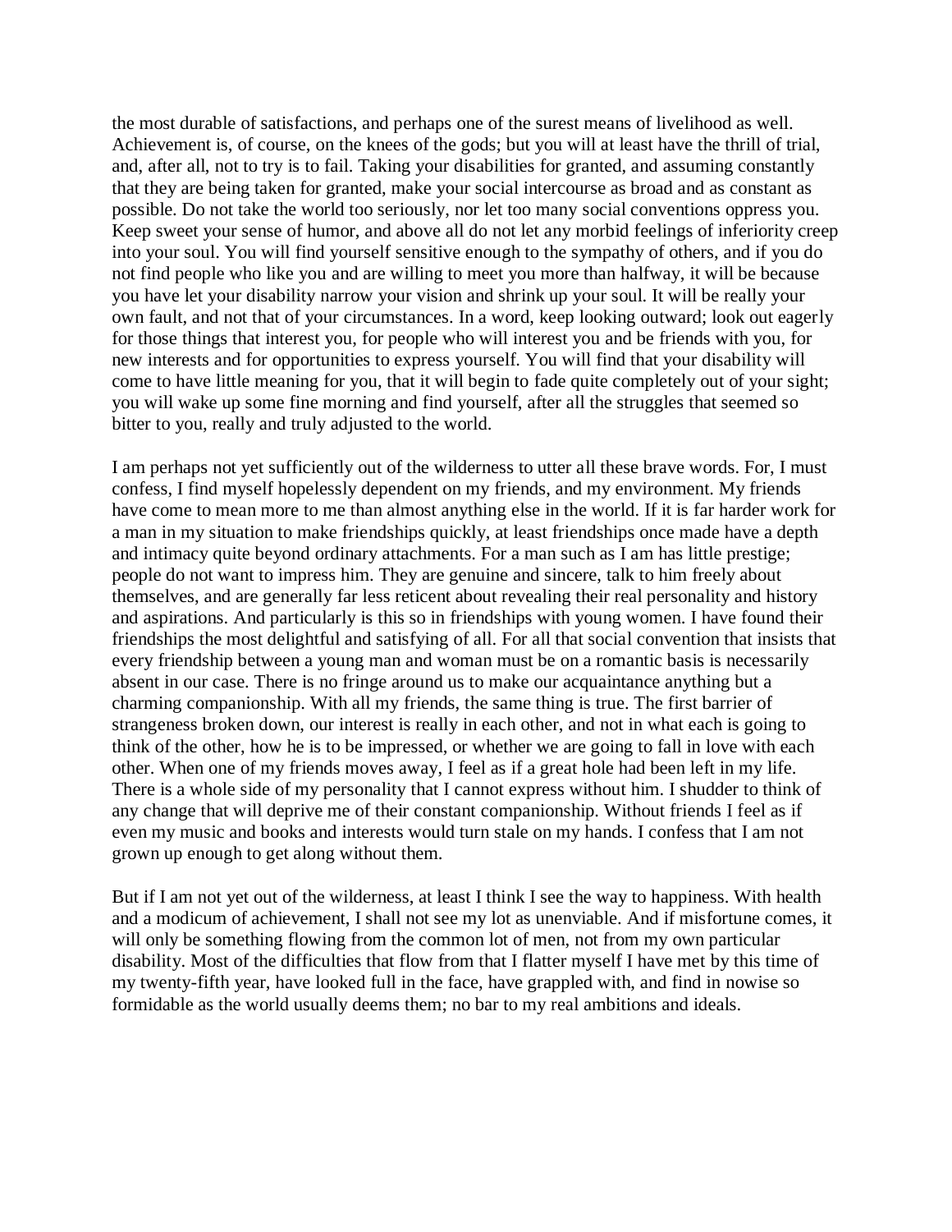the most durable of satisfactions, and perhaps one of the surest means of livelihood as well. Achievement is, of course, on the knees of the gods; but you will at least have the thrill of trial, and, after all, not to try is to fail. Taking your disabilities for granted, and assuming constantly that they are being taken for granted, make your social intercourse as broad and as constant as possible. Do not take the world too seriously, nor let too many social conventions oppress you. Keep sweet your sense of humor, and above all do not let any morbid feelings of inferiority creep into your soul. You will find yourself sensitive enough to the sympathy of others, and if you do not find people who like you and are willing to meet you more than halfway, it will be because you have let your disability narrow your vision and shrink up your soul. It will be really your own fault, and not that of your circumstances. In a word, keep looking outward; look out eagerly for those things that interest you, for people who will interest you and be friends with you, for new interests and for opportunities to express yourself. You will find that your disability will come to have little meaning for you, that it will begin to fade quite completely out of your sight; you will wake up some fine morning and find yourself, after all the struggles that seemed so bitter to you, really and truly adjusted to the world.

I am perhaps not yet sufficiently out of the wilderness to utter all these brave words. For, I must confess, I find myself hopelessly dependent on my friends, and my environment. My friends have come to mean more to me than almost anything else in the world. If it is far harder work for a man in my situation to make friendships quickly, at least friendships once made have a depth and intimacy quite beyond ordinary attachments. For a man such as I am has little prestige; people do not want to impress him. They are genuine and sincere, talk to him freely about themselves, and are generally far less reticent about revealing their real personality and history and aspirations. And particularly is this so in friendships with young women. I have found their friendships the most delightful and satisfying of all. For all that social convention that insists that every friendship between a young man and woman must be on a romantic basis is necessarily absent in our case. There is no fringe around us to make our acquaintance anything but a charming companionship. With all my friends, the same thing is true. The first barrier of strangeness broken down, our interest is really in each other, and not in what each is going to think of the other, how he is to be impressed, or whether we are going to fall in love with each other. When one of my friends moves away, I feel as if a great hole had been left in my life. There is a whole side of my personality that I cannot express without him. I shudder to think of any change that will deprive me of their constant companionship. Without friends I feel as if even my music and books and interests would turn stale on my hands. I confess that I am not grown up enough to get along without them.

But if I am not yet out of the wilderness, at least I think I see the way to happiness. With health and a modicum of achievement, I shall not see my lot as unenviable. And if misfortune comes, it will only be something flowing from the common lot of men, not from my own particular disability. Most of the difficulties that flow from that I flatter myself I have met by this time of my twenty-fifth year, have looked full in the face, have grappled with, and find in nowise so formidable as the world usually deems them; no bar to my real ambitions and ideals.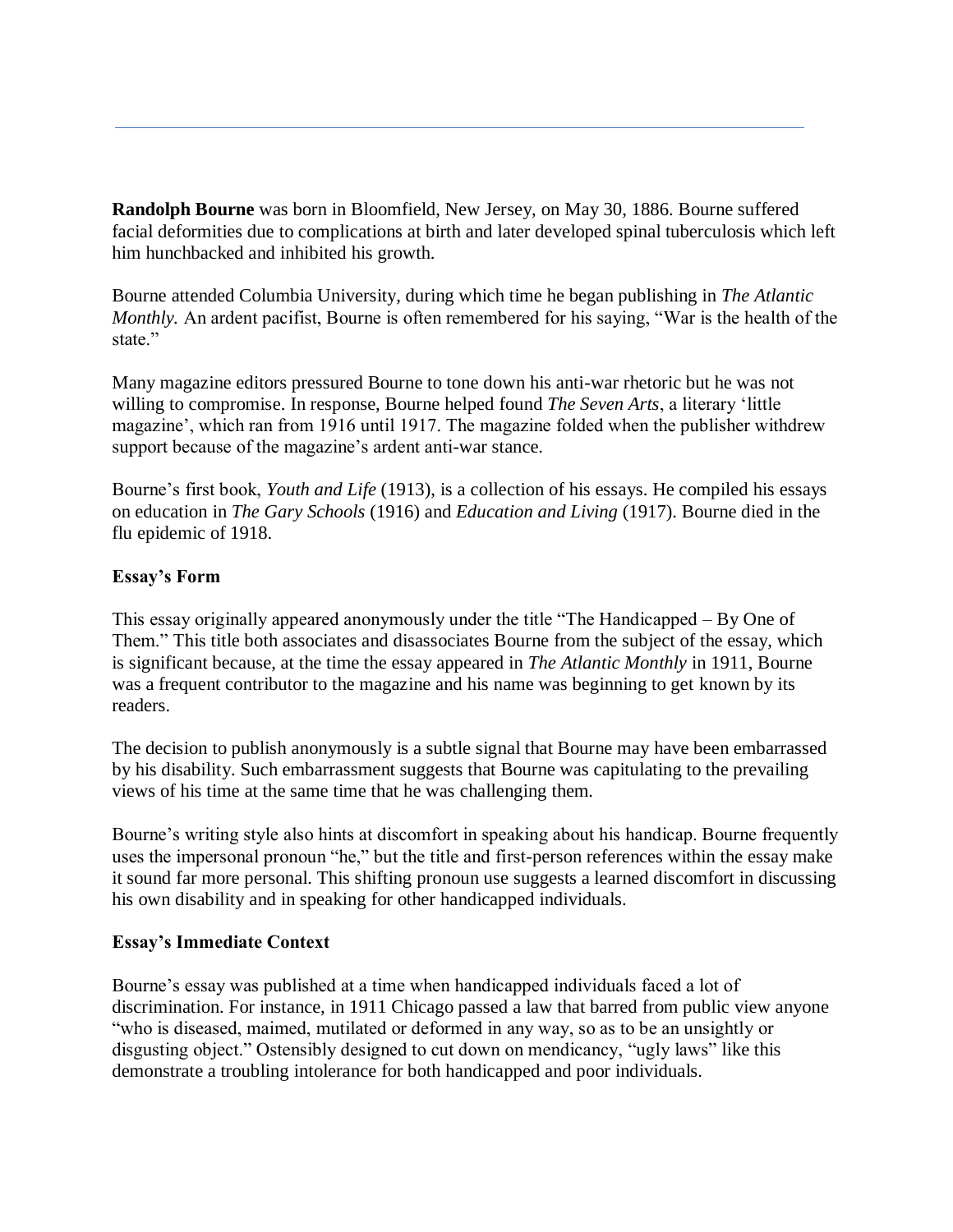---

**Randolph Bourne** was born in Bloomfield, New Jersey, on May 30, 1886. Bourne suffered facial deformities due to complications at birth and later developed spinal tuberculosis which left him hunchbacked and inhibited his growth.

Bourne attended Columbia University, during which time he began publishing in *The Atlantic Monthly.* An ardent pacifist, Bourne is often remembered for his saying, "War is the health of the state."

Many magazine editors pressured Bourne to tone down his anti-war rhetoric but he was not willing to compromise. In response, Bourne helped found *The Seven Arts*, a literary 'little magazine', which ran from 1916 until 1917. The magazine folded when the publisher withdrew support because of the magazine's ardent anti-war stance.

Bourne's first book, *Youth and Life* (1913), is a collection of his essays. He compiled his essays on education in *The Gary Schools* (1916) and *Education and Living* (1917). Bourne died in the flu epidemic of 1918.

**Essay's Form**

This essay originally appeared anonymously under the title "The Handicapped – By One of Them." This title both associates and disassociates Bourne from the subject of the essay, which is significant because, at the time the essay appeared in *The Atlantic Monthly* in 1911, Bourne was a frequent contributor to the magazine and his name was beginning to get known by its readers.

The decision to publish anonymously is a subtle signal that Bourne may have been embarrassed by his disability. Such embarrassment suggests that Bourne was capitulating to the prevailing views of his time at the same time that he was challenging them.

Bourne's writing style also hints at discomfort in speaking about his handicap. Bourne frequently uses the impersonal pronoun "he," but the title and first-person references within the essay make it sound far more personal. This shifting pronoun use suggests a learned discomfort in discussing his own disability and in speaking for other handicapped individuals.

**Essay's Immediate Context**

Bourne's essay was published at a time when handicapped individuals faced a lot of discrimination. For instance, in 1911 Chicago passed a law that barred from public view anyone "who is diseased, maimed, mutilated or deformed in any way, so as to be an unsightly or disgusting object." Ostensibly designed to cut down on mendicancy, "ugly laws" like this demonstrate a troubling intolerance for both handicapped and poor individuals.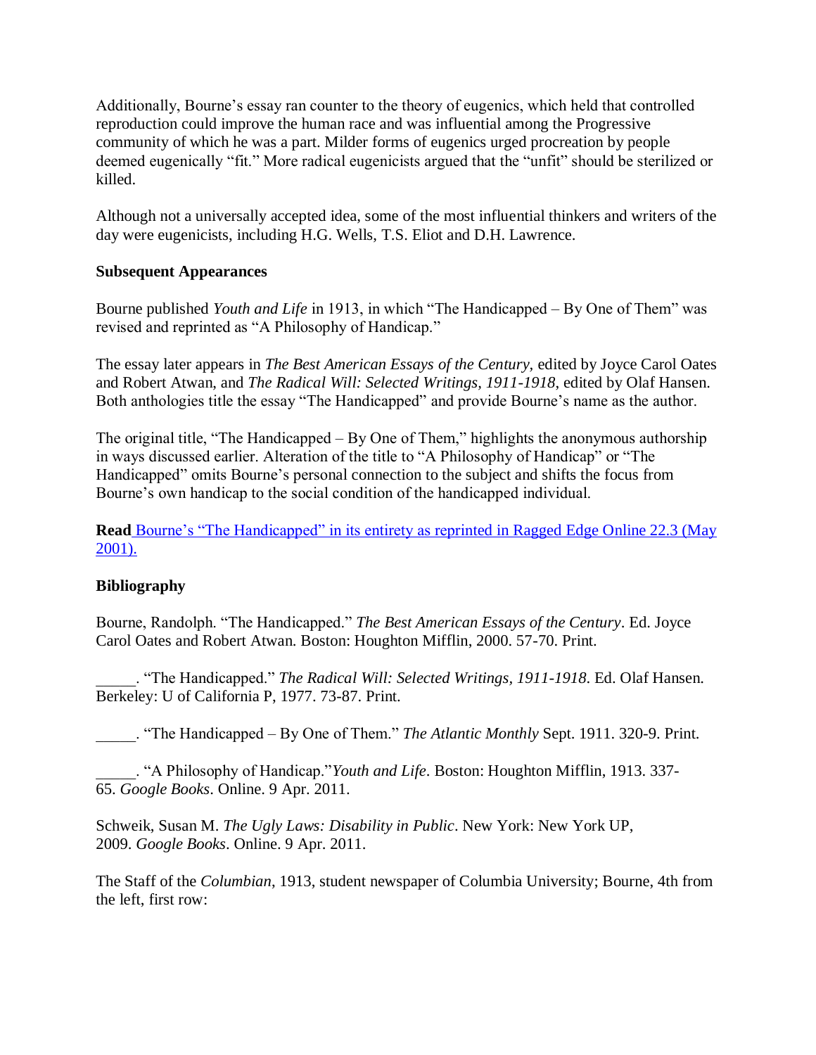Additionally, Bourne's essay ran counter to the theory of eugenics, which held that controlled reproduction could improve the human race and was influential among the Progressive community of which he was a part. Milder forms of eugenics urged procreation by people deemed eugenically "fit." More radical eugenicists argued that the "unfit" should be sterilized or killed.

Although not a universally accepted idea, some of the most influential thinkers and writers of the day were eugenicists, including H.G. Wells, T.S. Eliot and D.H. Lawrence.

**Subsequent Appearances**

Bourne published *Youth and Life* in 1913, in which "The Handicapped – By One of Them" was revised and reprinted as "A Philosophy of Handicap."

The essay later appears in *The Best American Essays of the Century*, edited by Joyce Carol Oates and Robert Atwan, and *The Radical Will: Selected Writings, 1911-1918*, edited by Olaf Hansen. Both anthologies title the essay "The Handicapped" and provide Bourne's name as the author.

The original title, "The Handicapped – By One of Them," highlights the anonymous authorship in ways discussed earlier. Alteration of the title to "A Philosophy of Handicap" or "The Handicapped" omits Bourne's personal connection to the subject and shifts the focus from Bourne's own handicap to the social condition of the handicapped individual.

**Read** Bourne's "The Handicapped" in its entirety as reprinted in Ragged Edge Online 22.3 (May 2001).

**Bibliography**

Bourne, Randolph. "The Handicapped." *The Best American Essays of the Century*. Ed. Joyce Carol Oates and Robert Atwan. Boston: Houghton Mifflin, 2000. 57-70. Print.

_____. "The Handicapped." *The Radical Will: Selected Writings, 1911-1918*. Ed. Olaf Hansen. Berkeley: U of California P, 1977. 73-87. Print.

_____. "The Handicapped – By One of Them." *The Atlantic Monthly* Sept. 1911. 320-9. Print.

_____. "A Philosophy of Handicap."*Youth and Life*. Boston: Houghton Mifflin, 1913. 337-65. *Google Books*. Online. 9 Apr. 2011.

Schweik, Susan M. *The Ugly Laws: Disability in Public*. New York: New York UP, 2009. *Google Books*. Online. 9 Apr. 2011.

The Staff of the *Columbian*, 1913, student newspaper of Columbia University; Bourne, 4th from the left, first row: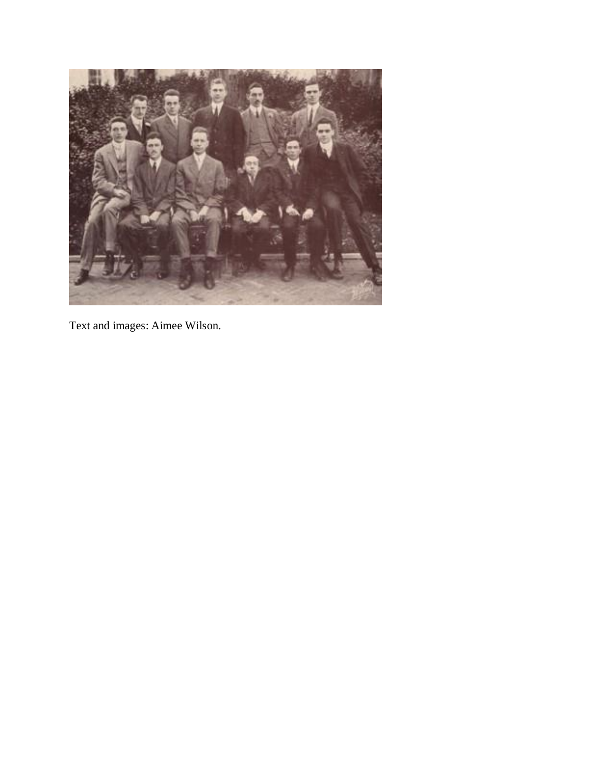Text and images: Aimee Wilson.